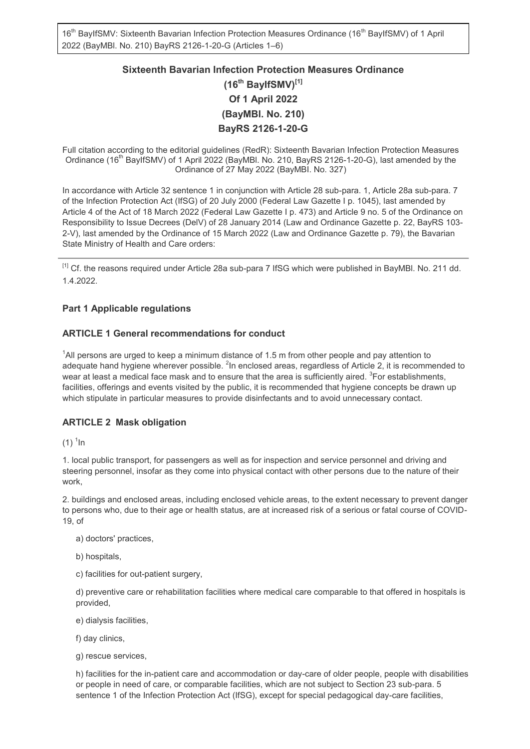# Sixteenth Bavarian Infection Protection Measures Ordinance

# (16th BayIfSMV)[1]

# Of 1 April 2022

# (BayMBl. No. 210)

# BayRS 2126-1-20-G

Full citation according to the editorial guidelines (RedR): Sixteenth Bavarian Infection Protection Measures Ordinance (16th BayIfSMV) of 1 April 2022 (BayMBl. No. 210, BayRS 2126-1-20-G), last amended by the Ordinance of 27 May 2022 (BayMBI. No. 327)

In accordance with Article 32 sentence 1 in conjunction with Article 28 sub-para. 1, Article 28a sub-para. 7 of the Infection Protection Act (IfSG) of 20 July 2000 (Federal Law Gazette I p. 1045), last amended by Article 4 of the Act of 18 March 2022 (Federal Law Gazette I p. 473) and Article 9 no. 5 of the Ordinance on Responsibility to Issue Decrees (DelV) of 28 January 2014 (Law and Ordinance Gazette p. 22, BayRS 103-2-V), last amended by the Ordinance of 15 March 2022 (Law and Ordinance Gazette p. 79), the Bavarian State Ministry of Health and Care orders:

---

[1] Cf. the reasons required under Article 28a sub-para 7 IfSG which were published in BayMBl. No. 211 dd. 1.4.2022.

## Part 1 Applicable regulations

### ARTICLE 1 General recommendations for conduct

[1]All persons are urged to keep a minimum distance of 1.5 m from other people and pay attention to adequate hand hygiene wherever possible. [2]In enclosed areas, regardless of Article 2, it is recommended to wear at least a medical face mask and to ensure that the area is sufficiently aired. [3]For establishments, facilities, offerings and events visited by the public, it is recommended that hygiene concepts be drawn up which stipulate in particular measures to provide disinfectants and to avoid unnecessary contact.

### ARTICLE 2 Mask obligation

(1) [1]In

1. local public transport, for passengers as well as for inspection and service personnel and driving and steering personnel, insofar as they come into physical contact with other persons due to the nature of their work,

2. buildings and enclosed areas, including enclosed vehicle areas, to the extent necessary to prevent danger to persons who, due to their age or health status, are at increased risk of a serious or fatal course of COVID-19, of

   a) doctors' practices,

   b) hospitals,

   c) facilities for out-patient surgery,

   d) preventive care or rehabilitation facilities where medical care comparable to that offered in hospitals is provided,

   e) dialysis facilities,

   f) day clinics,

   g) rescue services,

   h) facilities for the in-patient care and accommodation or day-care of older people, people with disabilities or people in need of care, or comparable facilities, which are not subject to Section 23 sub-para. 5 sentence 1 of the Infection Protection Act (IfSG), except for special pedagogical day-care facilities,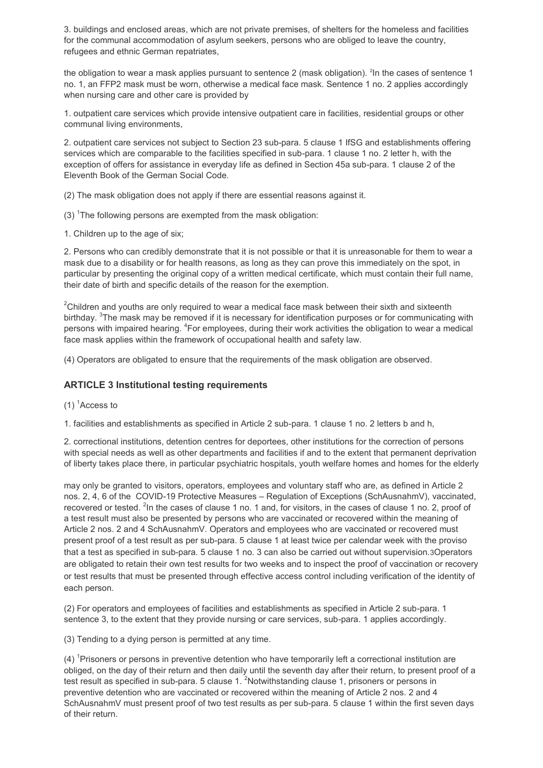3. buildings and enclosed areas, which are not private premises, of shelters for the homeless and facilities for the communal accommodation of asylum seekers, persons who are obliged to leave the country, refugees and ethnic German repatriates,

the obligation to wear a mask applies pursuant to sentence 2 (mask obligation). [2]In the cases of sentence 1 no. 1, an FFP2 mask must be worn, otherwise a medical face mask. Sentence 1 no. 2 applies accordingly when nursing care and other care is provided by

1. outpatient care services which provide intensive outpatient care in facilities, residential groups or other communal living environments,

2. outpatient care services not subject to Section 23 sub-para. 5 clause 1 IfSG and establishments offering services which are comparable to the facilities specified in sub-para. 1 clause 1 no. 2 letter h, with the exception of offers for assistance in everyday life as defined in Section 45a sub-para. 1 clause 2 of the Eleventh Book of the German Social Code.

(2) The mask obligation does not apply if there are essential reasons against it.

(3) [1]The following persons are exempted from the mask obligation:

1. Children up to the age of six;

2. Persons who can credibly demonstrate that it is not possible or that it is unreasonable for them to wear a mask due to a disability or for health reasons, as long as they can prove this immediately on the spot, in particular by presenting the original copy of a written medical certificate, which must contain their full name, their date of birth and specific details of the reason for the exemption.

[2]Children and youths are only required to wear a medical face mask between their sixth and sixteenth birthday. [3]The mask may be removed if it is necessary for identification purposes or for communicating with persons with impaired hearing. [4]For employees, during their work activities the obligation to wear a medical face mask applies within the framework of occupational health and safety law.

(4) Operators are obligated to ensure that the requirements of the mask obligation are observed.

## ARTICLE 3 Institutional testing requirements

(1) [1]Access to

1. facilities and establishments as specified in Article 2 sub-para. 1 clause 1 no. 2 letters b and h,

2. correctional institutions, detention centres for deportees, other institutions for the correction of persons with special needs as well as other departments and facilities if and to the extent that permanent deprivation of liberty takes place there, in particular psychiatric hospitals, youth welfare homes and homes for the elderly

may only be granted to visitors, operators, employees and voluntary staff who are, as defined in Article 2 nos. 2, 4, 6 of the COVID-19 Protective Measures – Regulation of Exceptions (SchAusnahmV), vaccinated, recovered or tested. [2]In the cases of clause 1 no. 1 and, for visitors, in the cases of clause 1 no. 2, proof of a test result must also be presented by persons who are vaccinated or recovered within the meaning of Article 2 nos. 2 and 4 SchAusnahmV. Operators and employees who are vaccinated or recovered must present proof of a test result as per sub-para. 5 clause 1 at least twice per calendar week with the proviso that a test as specified in sub-para. 5 clause 1 no. 3 can also be carried out without supervision.[3]Operators are obligated to retain their own test results for two weeks and to inspect the proof of vaccination or recovery or test results that must be presented through effective access control including verification of the identity of each person.

(2) For operators and employees of facilities and establishments as specified in Article 2 sub-para. 1 sentence 3, to the extent that they provide nursing or care services, sub-para. 1 applies accordingly.

(3) Tending to a dying person is permitted at any time.

(4) [1]Prisoners or persons in preventive detention who have temporarily left a correctional institution are obliged, on the day of their return and then daily until the seventh day after their return, to present proof of a test result as specified in sub-para. 5 clause 1. [2]Notwithstanding clause 1, prisoners or persons in preventive detention who are vaccinated or recovered within the meaning of Article 2 nos. 2 and 4 SchAusnahmV must present proof of two test results as per sub-para. 5 clause 1 within the first seven days of their return.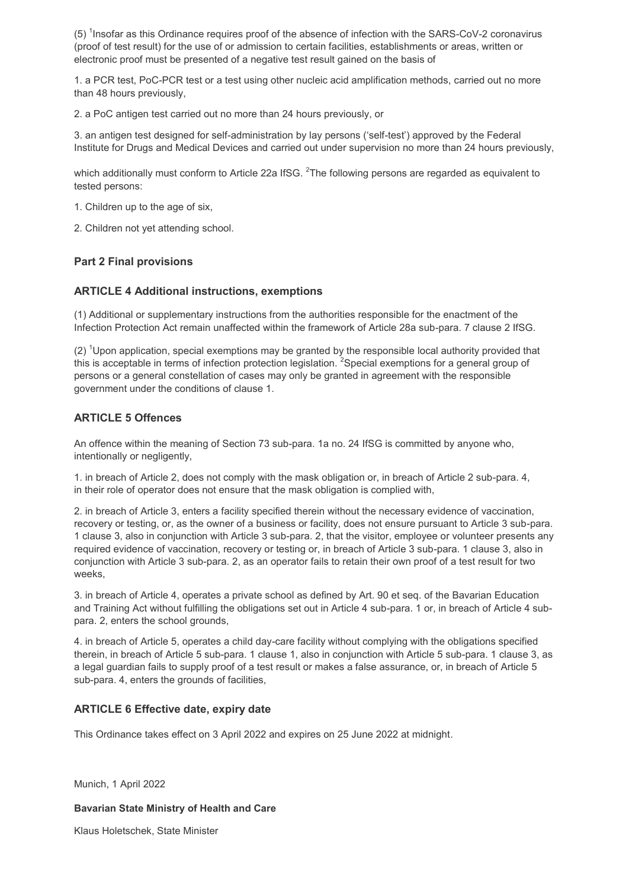(5) [1]Insofar as this Ordinance requires proof of the absence of infection with the SARS-CoV-2 coronavirus (proof of test result) for the use of or admission to certain facilities, establishments or areas, written or electronic proof must be presented of a negative test result gained on the basis of

1. a PCR test, PoC-PCR test or a test using other nucleic acid amplification methods, carried out no more than 48 hours previously,

2. a PoC antigen test carried out no more than 24 hours previously, or

3. an antigen test designed for self-administration by lay persons ('self-test') approved by the Federal Institute for Drugs and Medical Devices and carried out under supervision no more than 24 hours previously,

which additionally must conform to Article 22a IfSG. [2]The following persons are regarded as equivalent to tested persons:

1. Children up to the age of six,

2. Children not yet attending school.

## Part 2 Final provisions

### ARTICLE 4 Additional instructions, exemptions

(1) Additional or supplementary instructions from the authorities responsible for the enactment of the Infection Protection Act remain unaffected within the framework of Article 28a sub-para. 7 clause 2 IfSG.

(2) [1]Upon application, special exemptions may be granted by the responsible local authority provided that this is acceptable in terms of infection protection legislation. [2]Special exemptions for a general group of persons or a general constellation of cases may only be granted in agreement with the responsible government under the conditions of clause 1.

### ARTICLE 5 Offences

An offence within the meaning of Section 73 sub-para. 1a no. 24 IfSG is committed by anyone who, intentionally or negligently,

1. in breach of Article 2, does not comply with the mask obligation or, in breach of Article 2 sub-para. 4, in their role of operator does not ensure that the mask obligation is complied with,

2. in breach of Article 3, enters a facility specified therein without the necessary evidence of vaccination, recovery or testing, or, as the owner of a business or facility, does not ensure pursuant to Article 3 sub-para. 1 clause 3, also in conjunction with Article 3 sub-para. 2, that the visitor, employee or volunteer presents any required evidence of vaccination, recovery or testing or, in breach of Article 3 sub-para. 1 clause 3, also in conjunction with Article 3 sub-para. 2, as an operator fails to retain their own proof of a test result for two weeks,

3. in breach of Article 4, operates a private school as defined by Art. 90 et seq. of the Bavarian Education and Training Act without fulfilling the obligations set out in Article 4 sub-para. 1 or, in breach of Article 4 sub-para. 2, enters the school grounds,

4. in breach of Article 5, operates a child day-care facility without complying with the obligations specified therein, in breach of Article 5 sub-para. 1 clause 1, also in conjunction with Article 5 sub-para. 1 clause 3, as a legal guardian fails to supply proof of a test result or makes a false assurance, or, in breach of Article 5 sub-para. 4, enters the grounds of facilities,

### ARTICLE 6 Effective date, expiry date

This Ordinance takes effect on 3 April 2022 and expires on 25 June 2022 at midnight.

Munich, 1 April 2022

**Bavarian State Ministry of Health and Care**

Klaus Holetschek, State Minister